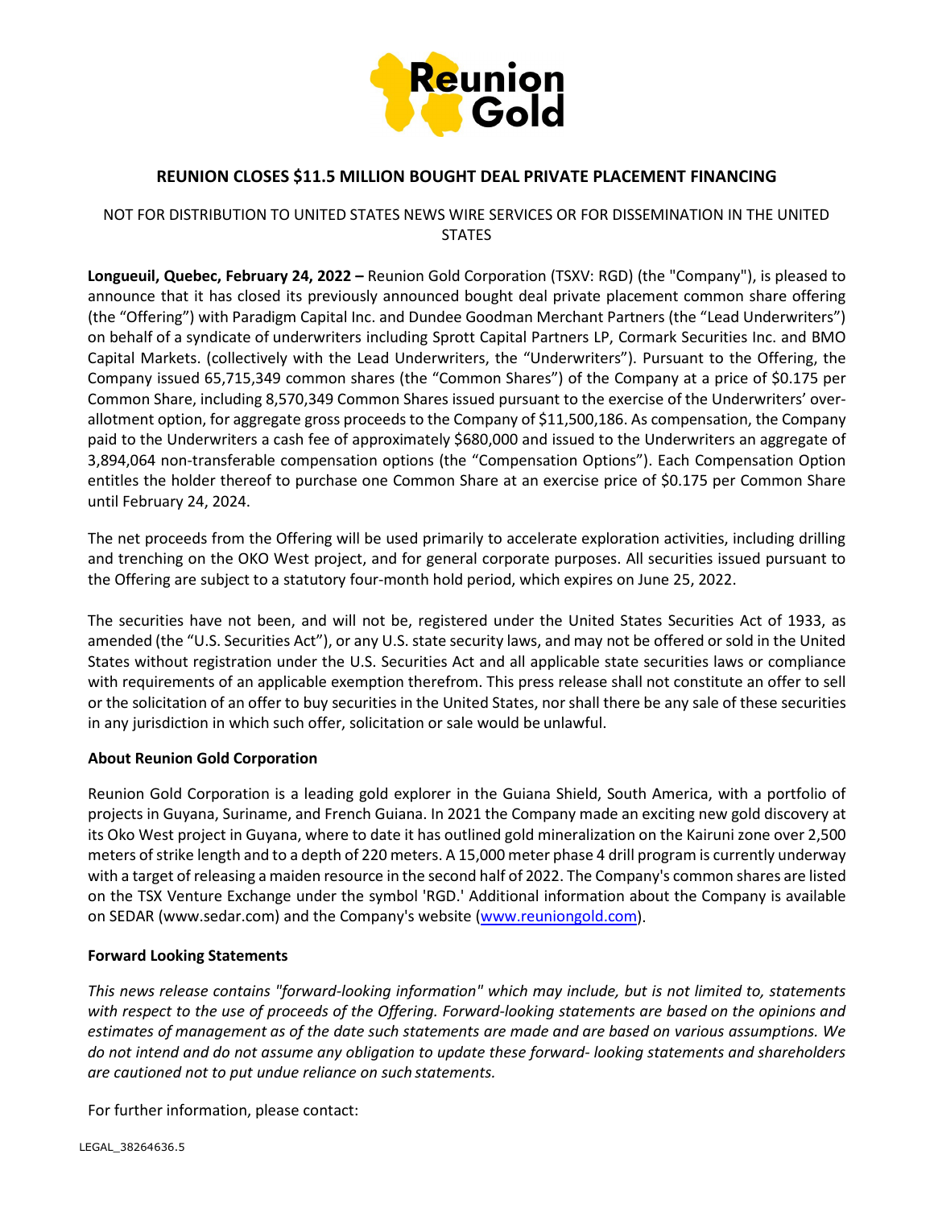# REUNION CLOSES $11.5 MILLION BOUGHT DEAL PRIVATE PLACEMENT FINANCING

NOT FOR DISTRIBUTION TO UNITED STATES NEWS WIRE SERVICES OR FOR DISSEMINATION IN THE UNITED STATES

**Longueuil, Quebec, February 24, 2022 –** Reunion Gold Corporation (TSXV: RGD) (the "Company"), is pleased to announce that it has closed its previously announced bought deal private placement common share offering (the "Offering") with Paradigm Capital Inc. and Dundee Goodman Merchant Partners (the "Lead Underwriters") on behalf of a syndicate of underwriters including Sprott Capital Partners LP, Cormark Securities Inc. and BMO Capital Markets. (collectively with the Lead Underwriters, the "Underwriters"). Pursuant to the Offering, the Company issued 65,715,349 common shares (the "Common Shares") of the Company at a price of $0.175 per Common Share, including 8,570,349 Common Shares issued pursuant to the exercise of the Underwriters' over-allotment option, for aggregate gross proceeds to the Company of $11,500,186. As compensation, the Company paid to the Underwriters a cash fee of approximately $680,000 and issued to the Underwriters an aggregate of 3,894,064 non-transferable compensation options (the "Compensation Options"). Each Compensation Option entitles the holder thereof to purchase one Common Share at an exercise price of $0.175 per Common Share until February 24, 2024.

The net proceeds from the Offering will be used primarily to accelerate exploration activities, including drilling and trenching on the OKO West project, and for general corporate purposes. All securities issued pursuant to the Offering are subject to a statutory four-month hold period, which expires on June 25, 2022.

The securities have not been, and will not be, registered under the United States Securities Act of 1933, as amended (the "U.S. Securities Act"), or any U.S. state security laws, and may not be offered or sold in the United States without registration under the U.S. Securities Act and all applicable state securities laws or compliance with requirements of an applicable exemption therefrom. This press release shall not constitute an offer to sell or the solicitation of an offer to buy securities in the United States, nor shall there be any sale of these securities in any jurisdiction in which such offer, solicitation or sale would be unlawful.

**About Reunion Gold Corporation**

Reunion Gold Corporation is a leading gold explorer in the Guiana Shield, South America, with a portfolio of projects in Guyana, Suriname, and French Guiana. In 2021 the Company made an exciting new gold discovery at its Oko West project in Guyana, where to date it has outlined gold mineralization on the Kairuni zone over 2,500 meters of strike length and to a depth of 220 meters. A 15,000 meter phase 4 drill program is currently underway with a target of releasing a maiden resource in the second half of 2022. The Company's common shares are listed on the TSX Venture Exchange under the symbol 'RGD.' Additional information about the Company is available on SEDAR (www.sedar.com) and the Company's website (www.reuniongold.com).

**Forward Looking Statements**

*This news release contains "forward-looking information" which may include, but is not limited to, statements with respect to the use of proceeds of the Offering. Forward-looking statements are based on the opinions and estimates of management as of the date such statements are made and are based on various assumptions. We do not intend and do not assume any obligation to update these forward- looking statements and shareholders are cautioned not to put undue reliance on such statements.*

For further information, please contact:

LEGAL_38264636.5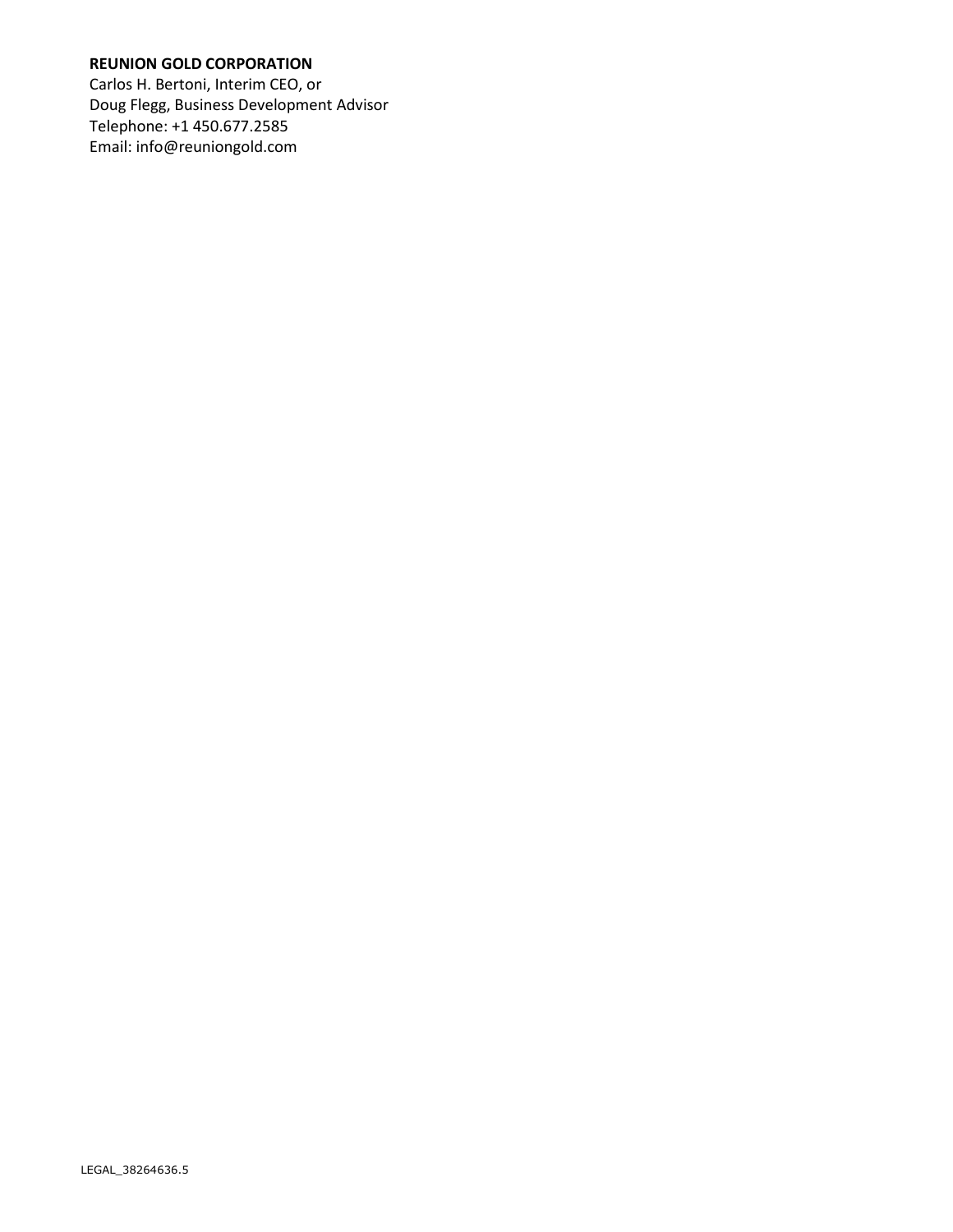**REUNION GOLD CORPORATION**
Carlos H. Bertoni, Interim CEO, or
Doug Flegg, Business Development Advisor
Telephone: +1 450.677.2585
Email: info@reuniongold.com

LEGAL_38264636.5